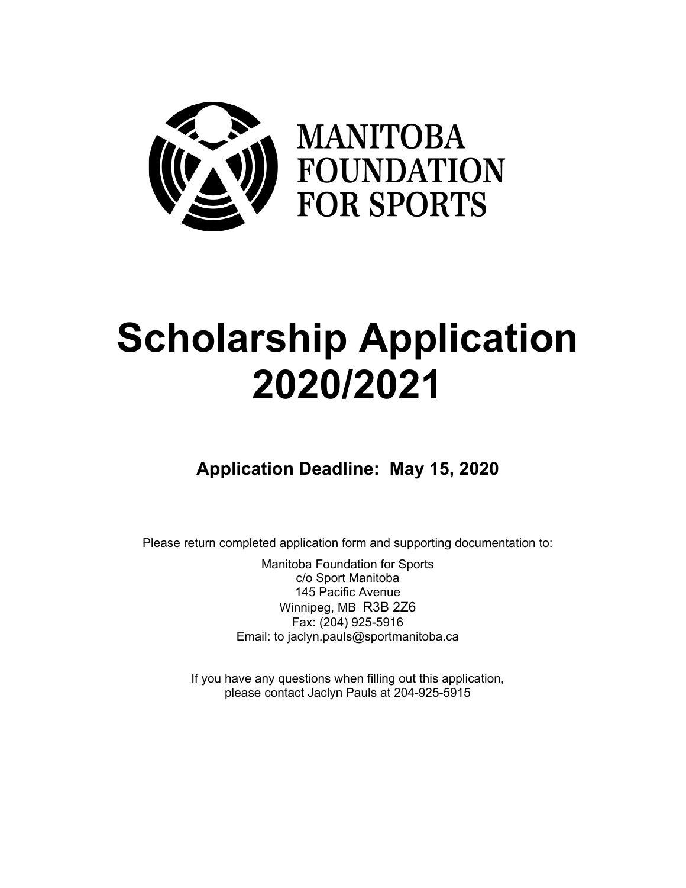MANITOBA
FOUNDATION
FOR SPORTS

# Scholarship Application 2020/2021

### Application Deadline: May 15, 2020

Please return completed application form and supporting documentation to:

Manitoba Foundation for Sports
c/o Sport Manitoba
145 Pacific Avenue
Winnipeg, MB R3B 2Z6
Fax: (204) 925-5916
Email: to jaclyn.pauls@sportmanitoba.ca

If you have any questions when filling out this application, please contact Jaclyn Pauls at 204-925-5915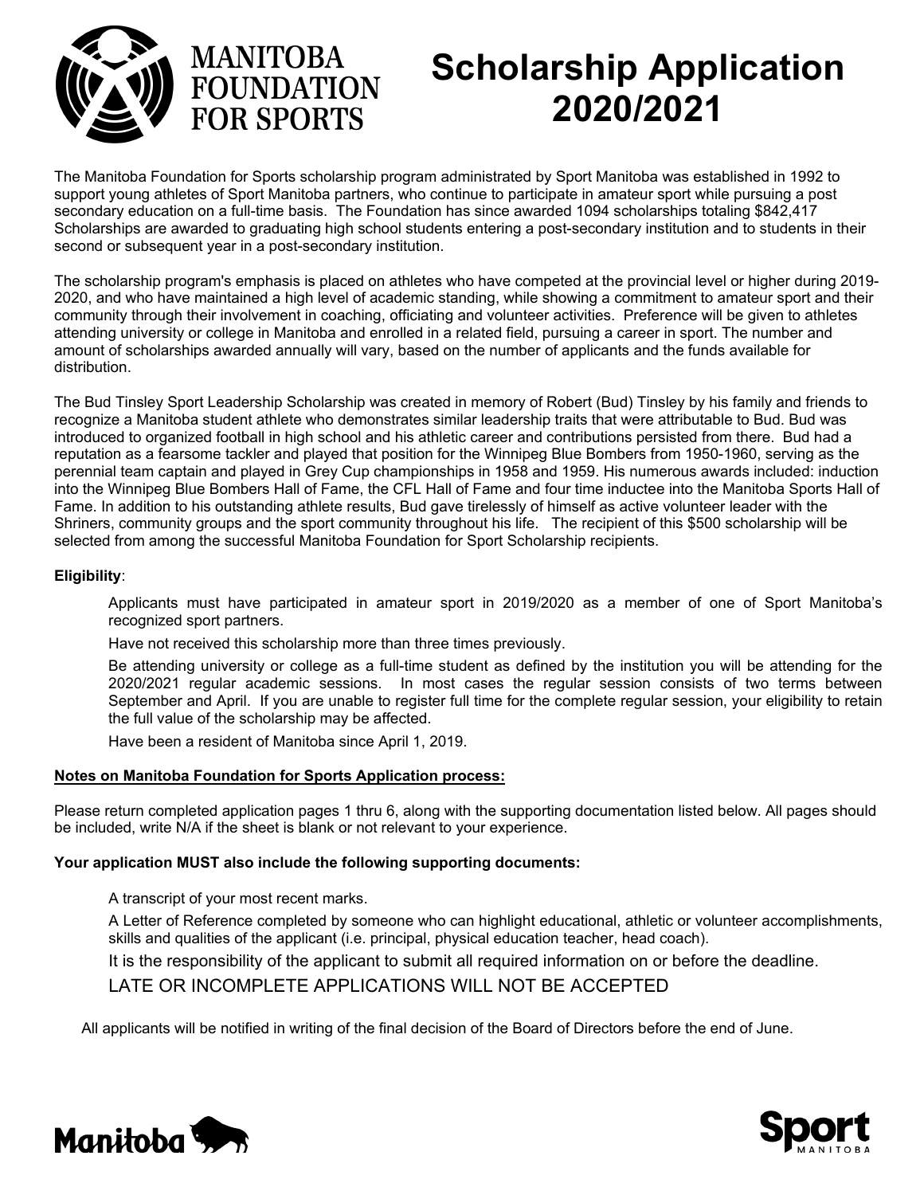# Scholarship Application 2020/2021

MANITOBA FOUNDATION FOR SPORTS

The Manitoba Foundation for Sports scholarship program administrated by Sport Manitoba was established in 1992 to support young athletes of Sport Manitoba partners, who continue to participate in amateur sport while pursuing a post secondary education on a full-time basis. The Foundation has since awarded 1094 scholarships totaling $842,417 Scholarships are awarded to graduating high school students entering a post-secondary institution and to students in their second or subsequent year in a post-secondary institution.

The scholarship program's emphasis is placed on athletes who have competed at the provincial level or higher during 2019-2020, and who have maintained a high level of academic standing, while showing a commitment to amateur sport and their community through their involvement in coaching, officiating and volunteer activities. Preference will be given to athletes attending university or college in Manitoba and enrolled in a related field, pursuing a career in sport. The number and amount of scholarships awarded annually will vary, based on the number of applicants and the funds available for distribution.

The Bud Tinsley Sport Leadership Scholarship was created in memory of Robert (Bud) Tinsley by his family and friends to recognize a Manitoba student athlete who demonstrates similar leadership traits that were attributable to Bud. Bud was introduced to organized football in high school and his athletic career and contributions persisted from there. Bud had a reputation as a fearsome tackler and played that position for the Winnipeg Blue Bombers from 1950-1960, serving as the perennial team captain and played in Grey Cup championships in 1958 and 1959. His numerous awards included: induction into the Winnipeg Blue Bombers Hall of Fame, the CFL Hall of Fame and four time inductee into the Manitoba Sports Hall of Fame. In addition to his outstanding athlete results, Bud gave tirelessly of himself as active volunteer leader with the Shriners, community groups and the sport community throughout his life. The recipient of this $500 scholarship will be selected from among the successful Manitoba Foundation for Sport Scholarship recipients.

**Eligibility**:

- Applicants must have participated in amateur sport in 2019/2020 as a member of one of Sport Manitoba's recognized sport partners.
- Have not received this scholarship more than three times previously.
- Be attending university or college as a full-time student as defined by the institution you will be attending for the 2020/2021 regular academic sessions. In most cases the regular session consists of two terms between September and April. If you are unable to register full time for the complete regular session, your eligibility to retain the full value of the scholarship may be affected.
- Have been a resident of Manitoba since April 1, 2019.

**Notes on Manitoba Foundation for Sports Application process:**

Please return completed application pages 1 thru 6, along with the supporting documentation listed below. All pages should be included, write N/A if the sheet is blank or not relevant to your experience.

**Your application MUST also include the following supporting documents:**

- A transcript of your most recent marks.
- A Letter of Reference completed by someone who can highlight educational, athletic or volunteer accomplishments, skills and qualities of the applicant (i.e. principal, physical education teacher, head coach).

It is the responsibility of the applicant to submit all required information on or before the deadline.

LATE OR INCOMPLETE APPLICATIONS WILL NOT BE ACCEPTED

All applicants will be notified in writing of the final decision of the Board of Directors before the end of June.

Manitoba

Sport MANITOBA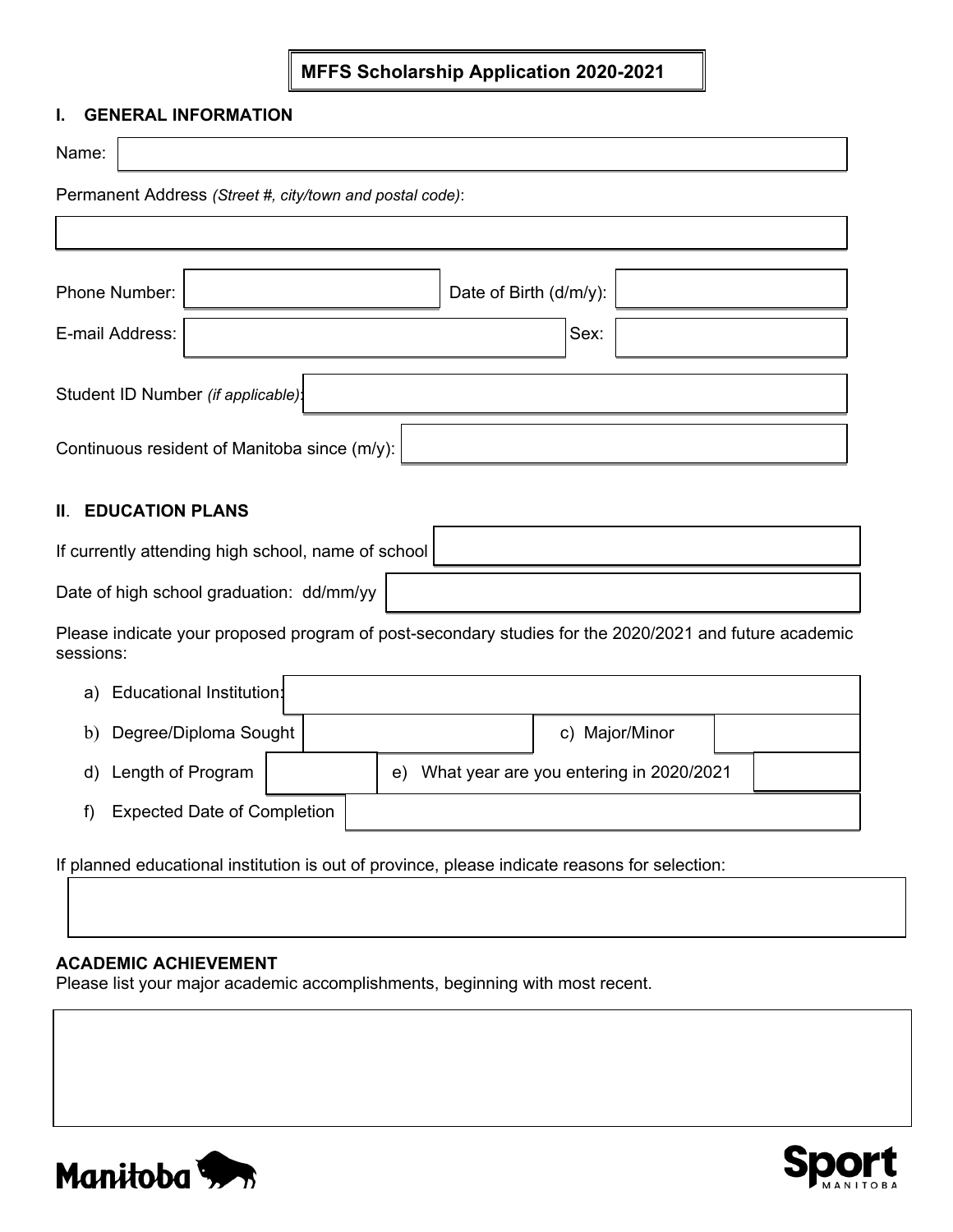**MFFS Scholarship Application 2020-2021**

## I. GENERAL INFORMATION

Name:

Permanent Address *(Street #, city/town and postal code)*:

Phone Number: | Date of Birth (d/m/y):

E-mail Address: | Sex:

Student ID Number *(if applicable)*:

Continuous resident of Manitoba since (m/y):

## II. EDUCATION PLANS

If currently attending high school, name of school

Date of high school graduation: dd/mm/yy

Please indicate your proposed program of post-secondary studies for the 2020/2021 and future academic sessions:

a) Educational Institution:

b) Degree/Diploma Sought | c) Major/Minor

d) Length of Program | e) What year are you entering in 2020/2021

f) Expected Date of Completion

If planned educational institution is out of province, please indicate reasons for selection:

**ACADEMIC ACHIEVEMENT**

Please list your major academic accomplishments, beginning with most recent.

Manitoba

Sport MANITOBA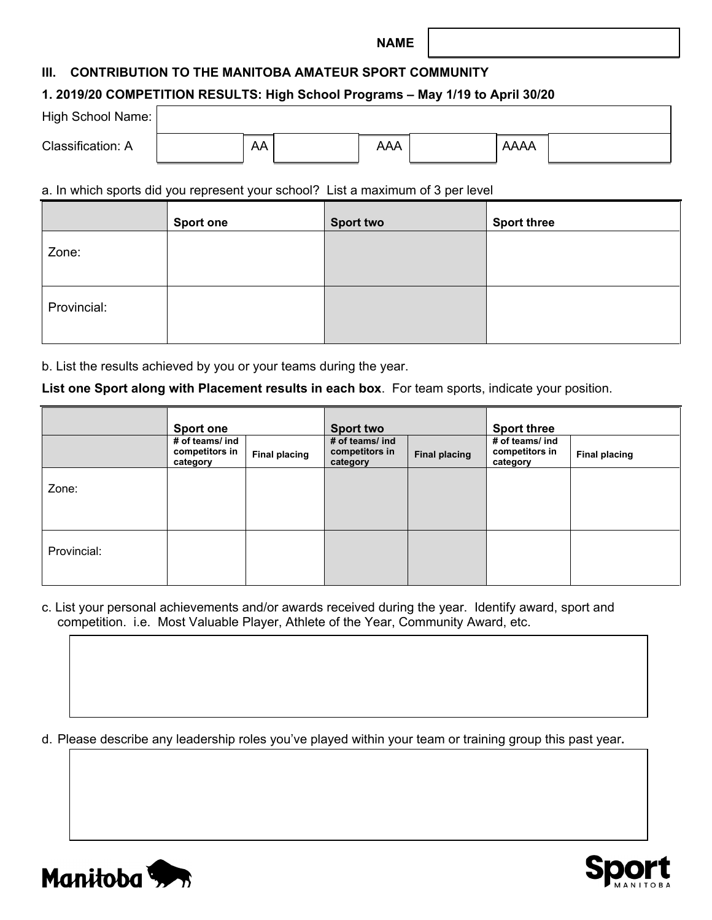| NAME | |
|---|---|

### III. CONTRIBUTION TO THE MANITOBA AMATEUR SPORT COMMUNITY

#### 1. 2019/20 COMPETITION RESULTS: High School Programs – May 1/19 to April 30/20

| High School Name: | | | | | | | |
|---|---|---|---|---|---|---|---|
| Classification: A | | AA | | AAA | | AAAA | |

a. In which sports did you represent your school? List a maximum of 3 per level

| | Sport one | Sport two | Sport three |
|---|---|---|---|
| Zone: | | | |
| Provincial: | | | |

b. List the results achieved by you or your teams during the year.

**List one Sport along with Placement results in each box**. For team sports, indicate your position.

| | Sport one | | Sport two | | Sport three | |
|---|---|---|---|---|---|---|
| | # of teams/ ind competitors in category | Final placing | # of teams/ ind competitors in category | Final placing | # of teams/ ind competitors in category | Final placing |
| Zone: | | | | | | |
| Provincial: | | | | | | |

c. List your personal achievements and/or awards received during the year. Identify award, sport and competition. i.e. Most Valuable Player, Athlete of the Year, Community Award, etc.

d. Please describe any leadership roles you've played within your team or training group this past year.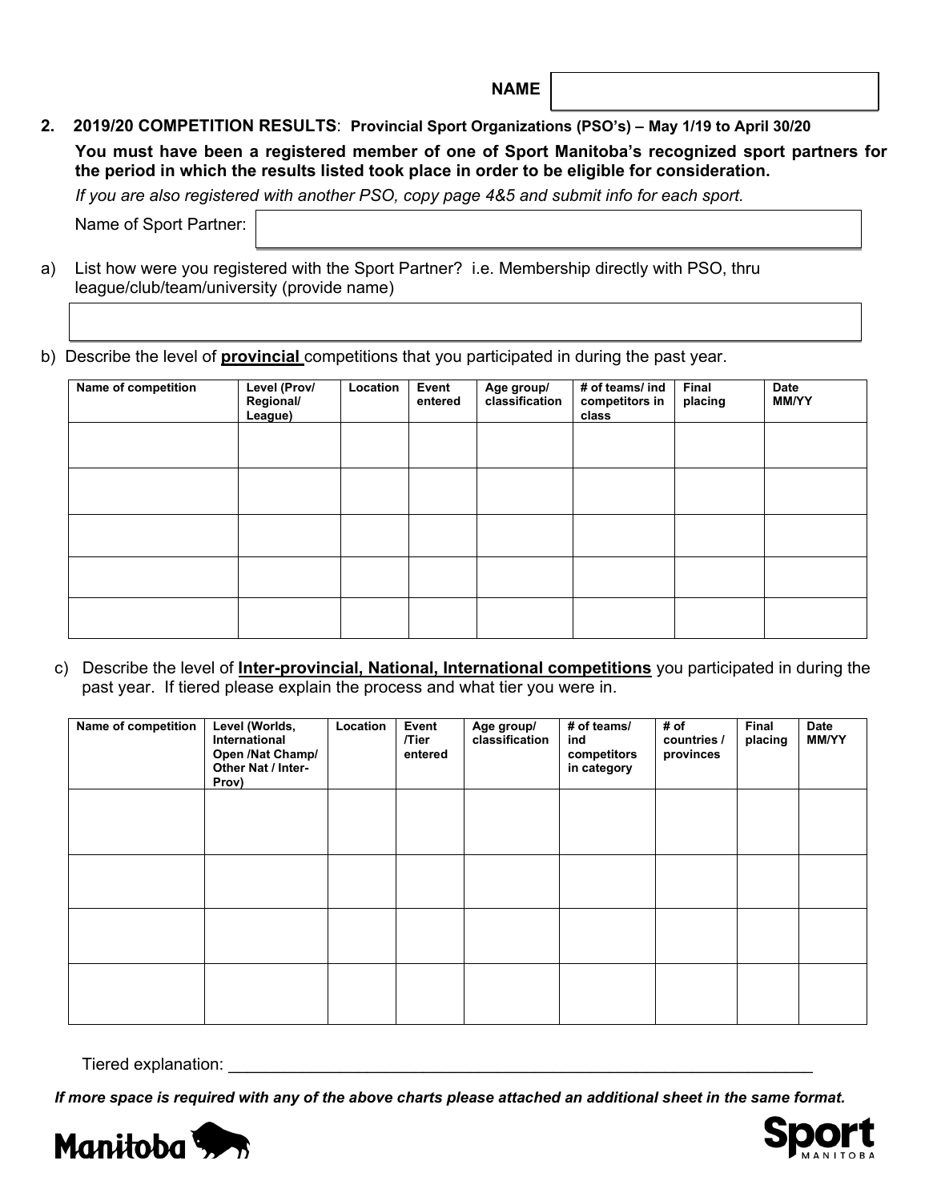NAME

## 2. 2019/20 COMPETITION RESULTS: Provincial Sport Organizations (PSO's) – May 1/19 to April 30/20

**You must have been a registered member of one of Sport Manitoba's recognized sport partners for the period in which the results listed took place in order to be eligible for consideration.**

*If you are also registered with another PSO, copy page 4&5 and submit info for each sport.*

Name of Sport Partner:

a) List how were you registered with the Sport Partner? i.e. Membership directly with PSO, thru league/club/team/university (provide name)

b) Describe the level of **provincial** competitions that you participated in during the past year.

| Name of competition | Level (Prov/ Regional/ League) | Location | Event entered | Age group/ classification | # of teams/ ind competitors in class | Final placing | Date MM/YY |
|---|---|---|---|---|---|---|---|
| | | | | | | | |
| | | | | | | | |
| | | | | | | | |
| | | | | | | | |
| | | | | | | | |

c) Describe the level of **Inter-provincial, National, International competitions** you participated in during the past year. If tiered please explain the process and what tier you were in.

| Name of competition | Level (Worlds, International Open /Nat Champ/ Other Nat / Inter-Prov) | Location | Event /Tier entered | Age group/ classification | # of teams/ ind competitors in category | # of countries / provinces | Final placing | Date MM/YY |
|---|---|---|---|---|---|---|---|---|
| | | | | | | | | |
| | | | | | | | | |
| | | | | | | | | |
| | | | | | | | | |

Tiered explanation: ___________________________________________________________________

***If more space is required with any of the above charts please attached an additional sheet in the same format.***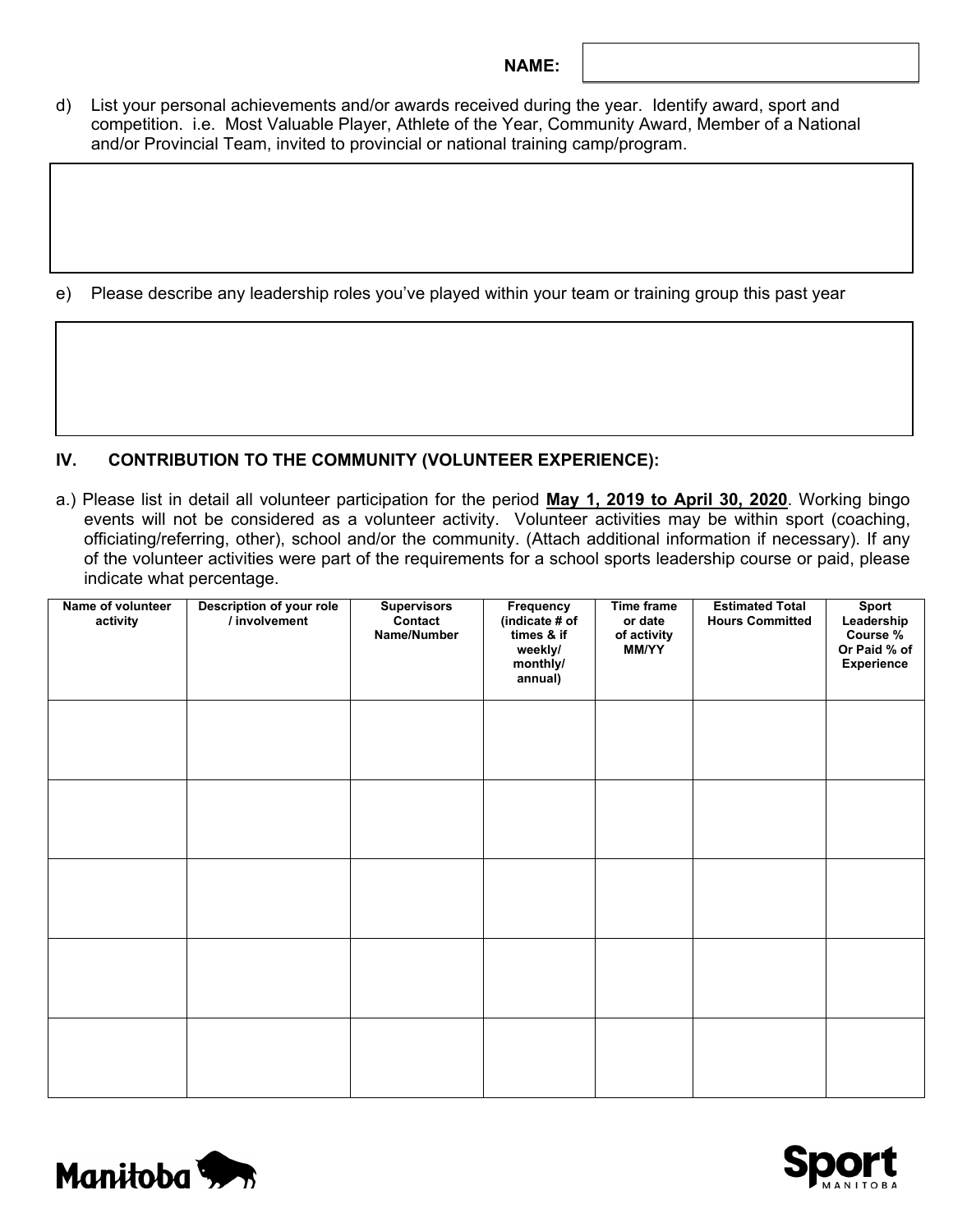**NAME:**

d) List your personal achievements and/or awards received during the year. Identify award, sport and competition. i.e. Most Valuable Player, Athlete of the Year, Community Award, Member of a National and/or Provincial Team, invited to provincial or national training camp/program.

e) Please describe any leadership roles you've played within your team or training group this past year

### IV. CONTRIBUTION TO THE COMMUNITY (VOLUNTEER EXPERIENCE):

a.) Please list in detail all volunteer participation for the period **May 1, 2019 to April 30, 2020**. Working bingo events will not be considered as a volunteer activity. Volunteer activities may be within sport (coaching, officiating/referring, other), school and/or the community. (Attach additional information if necessary). If any of the volunteer activities were part of the requirements for a school sports leadership course or paid, please indicate what percentage.

| Name of volunteer activity | Description of your role / involvement | Supervisors Contact Name/Number | Frequency (indicate # of times & if weekly/ monthly/ annual) | Time frame or date of activity MM/YY | Estimated Total Hours Committed | Sport Leadership Course % Or Paid % of Experience |
|---|---|---|---|---|---|---|
| | | | | | | |
| | | | | | | |
| | | | | | | |
| | | | | | | |
| | | | | | | |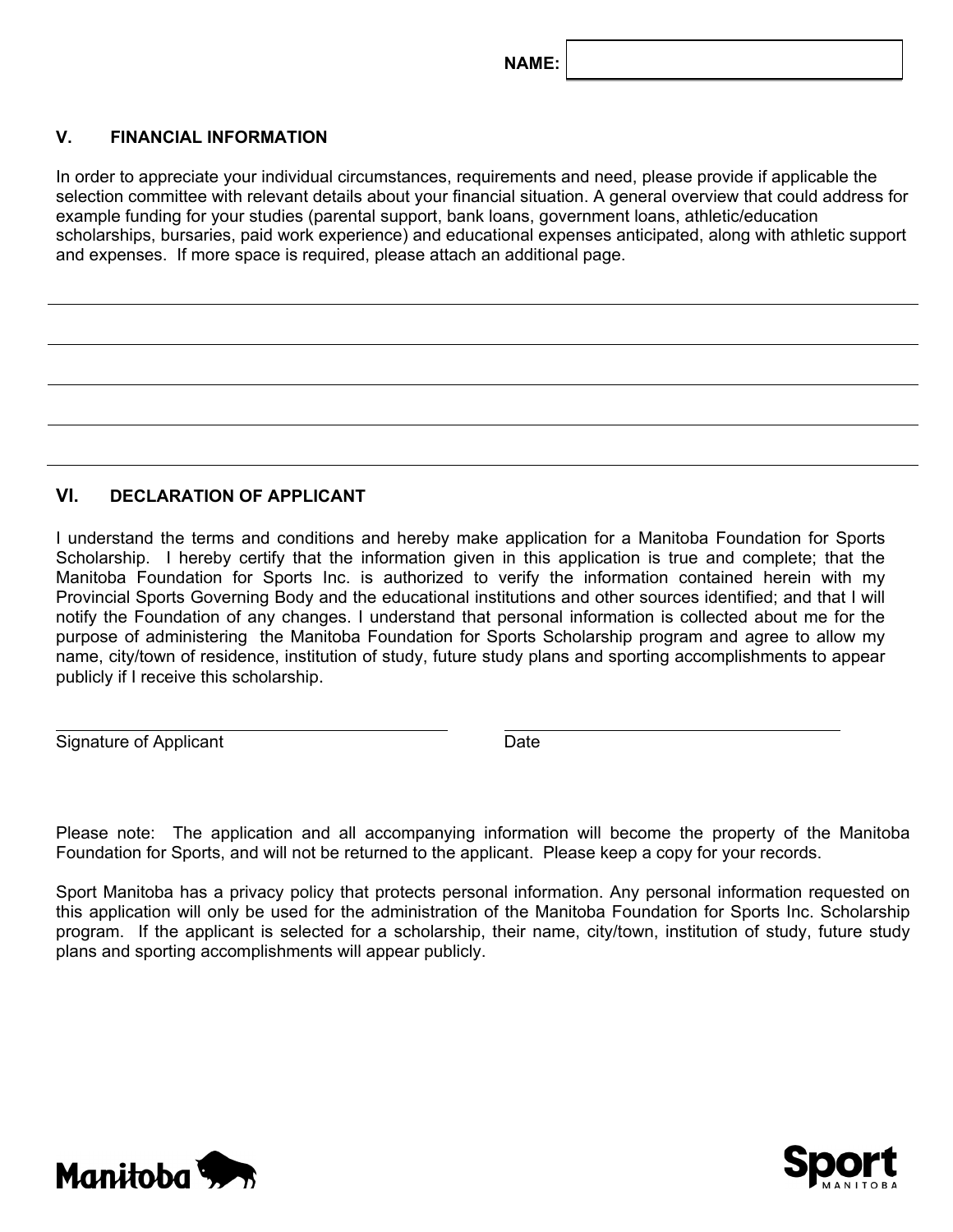NAME:

## V. FINANCIAL INFORMATION

In order to appreciate your individual circumstances, requirements and need, please provide if applicable the selection committee with relevant details about your financial situation. A general overview that could address for example funding for your studies (parental support, bank loans, government loans, athletic/education scholarships, bursaries, paid work experience) and educational expenses anticipated, along with athletic support and expenses. If more space is required, please attach an additional page.

## VI. DECLARATION OF APPLICANT

I understand the terms and conditions and hereby make application for a Manitoba Foundation for Sports Scholarship. I hereby certify that the information given in this application is true and complete; that the Manitoba Foundation for Sports Inc. is authorized to verify the information contained herein with my Provincial Sports Governing Body and the educational institutions and other sources identified; and that I will notify the Foundation of any changes. I understand that personal information is collected about me for the purpose of administering the Manitoba Foundation for Sports Scholarship program and agree to allow my name, city/town of residence, institution of study, future study plans and sporting accomplishments to appear publicly if I receive this scholarship.

Signature of Applicant

Date

Please note: The application and all accompanying information will become the property of the Manitoba Foundation for Sports, and will not be returned to the applicant. Please keep a copy for your records.

Sport Manitoba has a privacy policy that protects personal information. Any personal information requested on this application will only be used for the administration of the Manitoba Foundation for Sports Inc. Scholarship program. If the applicant is selected for a scholarship, their name, city/town, institution of study, future study plans and sporting accomplishments will appear publicly.